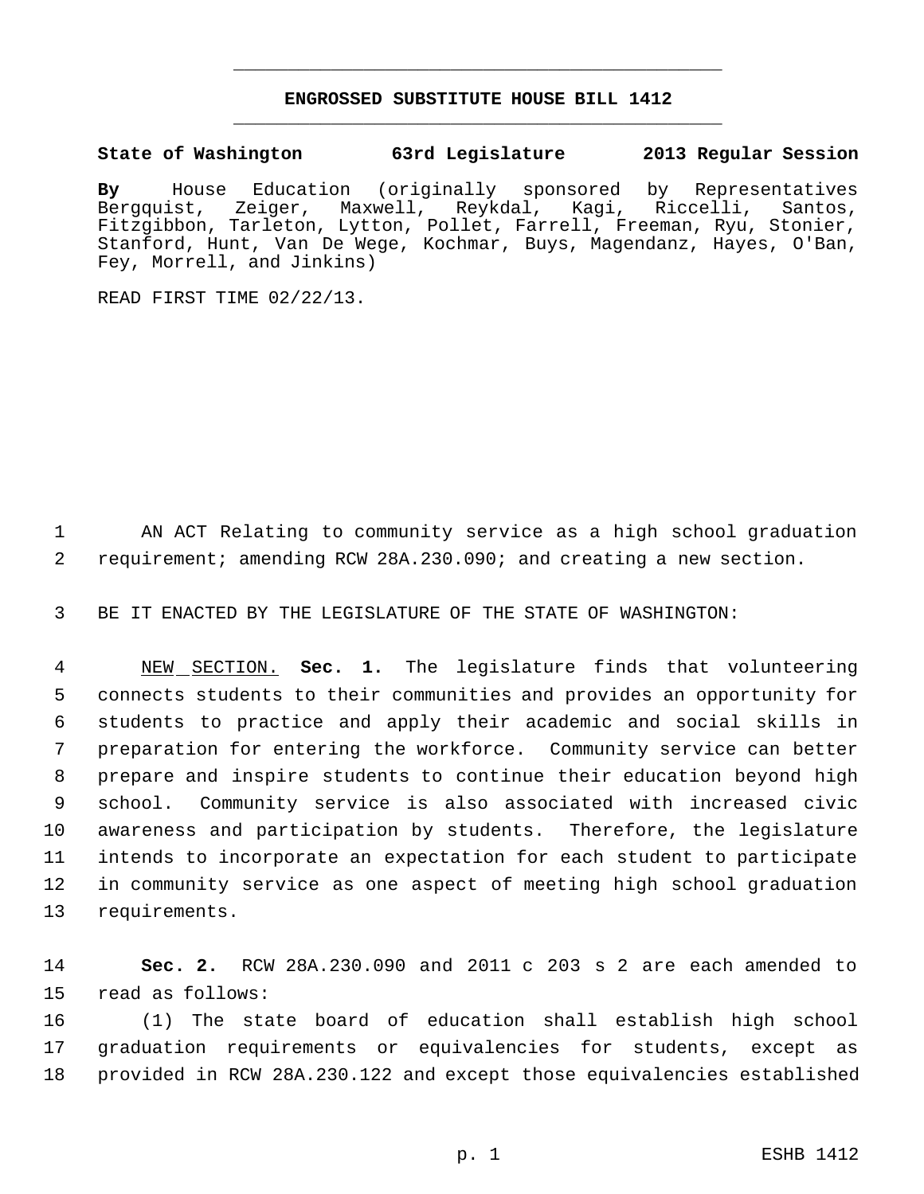# ENGROSSED SUBSTITUTE HOUSE BILL 1412

**State of Washington 63rd Legislature 2013 Regular Session**

**By** House Education (originally sponsored by Representatives Bergquist, Zeiger, Maxwell, Reykdal, Kagi, Riccelli, Santos, Fitzgibbon, Tarleton, Lytton, Pollet, Farrell, Freeman, Ryu, Stonier, Stanford, Hunt, Van De Wege, Kochmar, Buys, Magendanz, Hayes, O'Ban, Fey, Morrell, and Jinkins)

READ FIRST TIME 02/22/13.

AN ACT Relating to community service as a high school graduation requirement; amending RCW 28A.230.090; and creating a new section.

BE IT ENACTED BY THE LEGISLATURE OF THE STATE OF WASHINGTON:

NEW SECTION. **Sec. 1.** The legislature finds that volunteering connects students to their communities and provides an opportunity for students to practice and apply their academic and social skills in preparation for entering the workforce. Community service can better prepare and inspire students to continue their education beyond high school. Community service is also associated with increased civic awareness and participation by students. Therefore, the legislature intends to incorporate an expectation for each student to participate in community service as one aspect of meeting high school graduation requirements.

**Sec. 2.** RCW 28A.230.090 and 2011 c 203 s 2 are each amended to read as follows:

(1) The state board of education shall establish high school graduation requirements or equivalencies for students, except as provided in RCW 28A.230.122 and except those equivalencies established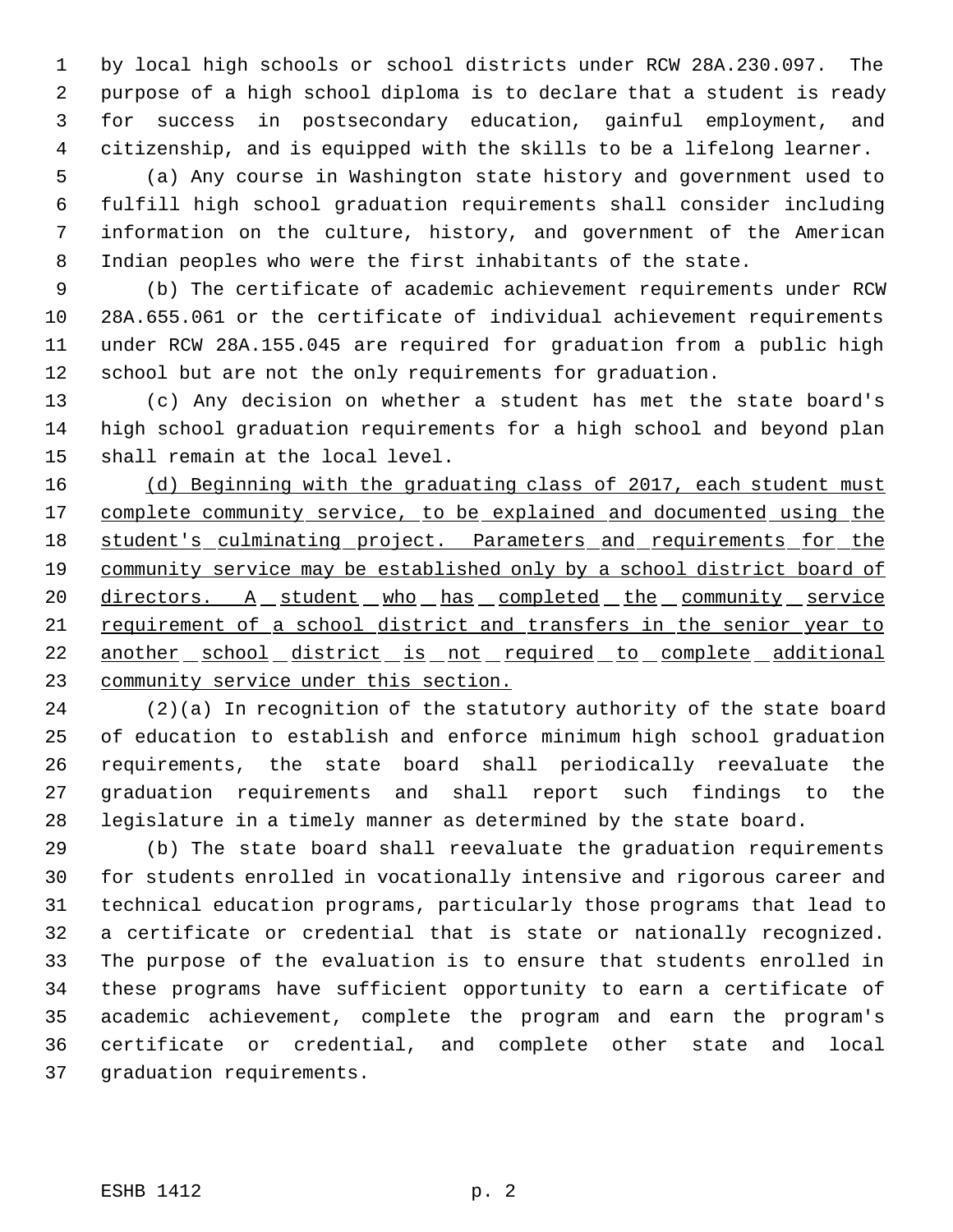by local high schools or school districts under RCW 28A.230.097. The purpose of a high school diploma is to declare that a student is ready for success in postsecondary education, gainful employment, and citizenship, and is equipped with the skills to be a lifelong learner.

(a) Any course in Washington state history and government used to fulfill high school graduation requirements shall consider including information on the culture, history, and government of the American Indian peoples who were the first inhabitants of the state.

(b) The certificate of academic achievement requirements under RCW 28A.655.061 or the certificate of individual achievement requirements under RCW 28A.155.045 are required for graduation from a public high school but are not the only requirements for graduation.

(c) Any decision on whether a student has met the state board's high school graduation requirements for a high school and beyond plan shall remain at the local level.

<u>(d) Beginning with the graduating class of 2017, each student must complete community service, to be explained and documented using the student's culminating project. Parameters and requirements for the community service may be established only by a school district board of directors. A student who has completed the community service requirement of a school district and transfers in the senior year to another school district is not required to complete additional community service under this section.</u>

(2)(a) In recognition of the statutory authority of the state board of education to establish and enforce minimum high school graduation requirements, the state board shall periodically reevaluate the graduation requirements and shall report such findings to the legislature in a timely manner as determined by the state board.

(b) The state board shall reevaluate the graduation requirements for students enrolled in vocationally intensive and rigorous career and technical education programs, particularly those programs that lead to a certificate or credential that is state or nationally recognized. The purpose of the evaluation is to ensure that students enrolled in these programs have sufficient opportunity to earn a certificate of academic achievement, complete the program and earn the program's certificate or credential, and complete other state and local graduation requirements.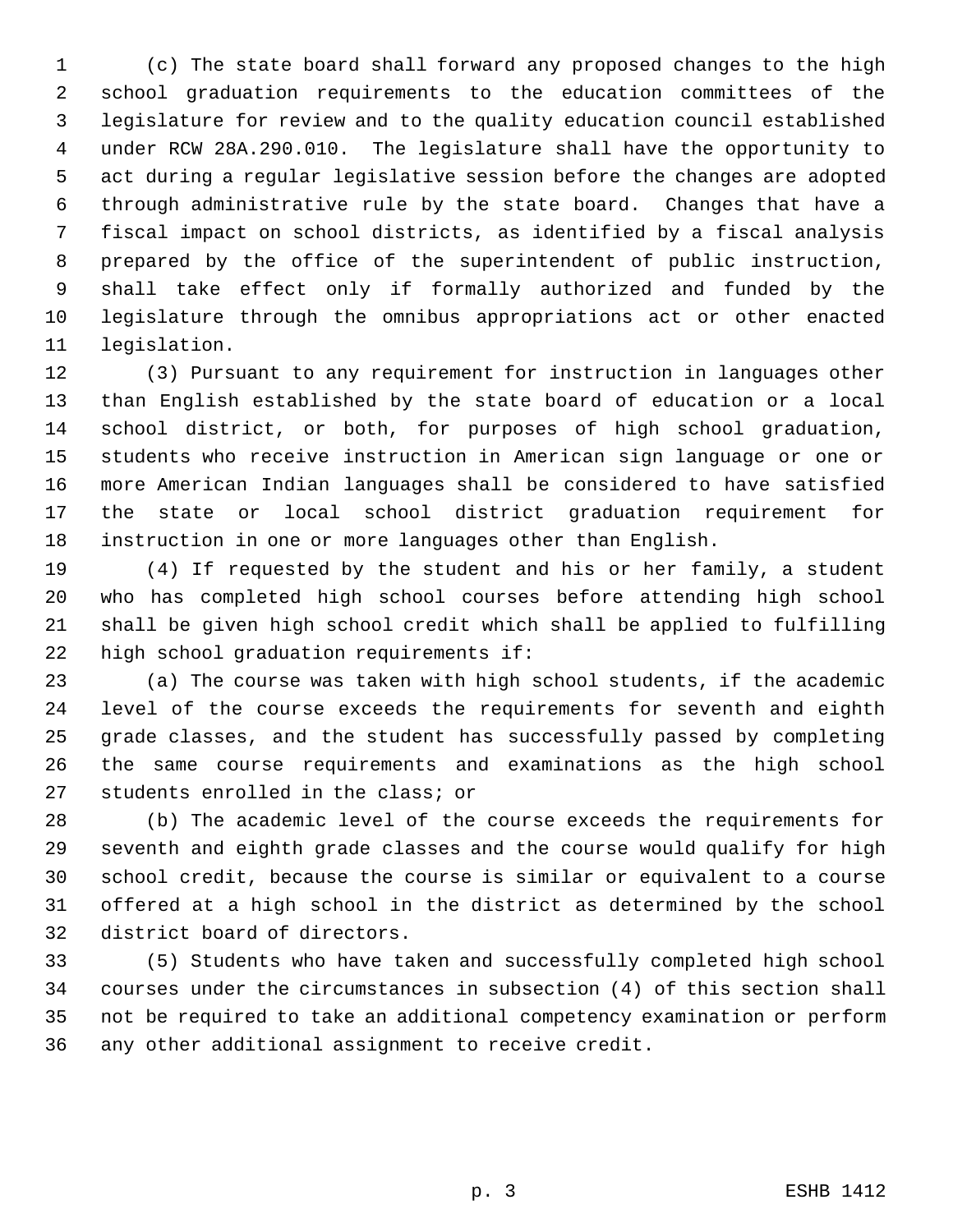(c) The state board shall forward any proposed changes to the high school graduation requirements to the education committees of the legislature for review and to the quality education council established under RCW 28A.290.010. The legislature shall have the opportunity to act during a regular legislative session before the changes are adopted through administrative rule by the state board. Changes that have a fiscal impact on school districts, as identified by a fiscal analysis prepared by the office of the superintendent of public instruction, shall take effect only if formally authorized and funded by the legislature through the omnibus appropriations act or other enacted legislation.

(3) Pursuant to any requirement for instruction in languages other than English established by the state board of education or a local school district, or both, for purposes of high school graduation, students who receive instruction in American sign language or one or more American Indian languages shall be considered to have satisfied the state or local school district graduation requirement for instruction in one or more languages other than English.

(4) If requested by the student and his or her family, a student who has completed high school courses before attending high school shall be given high school credit which shall be applied to fulfilling high school graduation requirements if:

(a) The course was taken with high school students, if the academic level of the course exceeds the requirements for seventh and eighth grade classes, and the student has successfully passed by completing the same course requirements and examinations as the high school students enrolled in the class; or

(b) The academic level of the course exceeds the requirements for seventh and eighth grade classes and the course would qualify for high school credit, because the course is similar or equivalent to a course offered at a high school in the district as determined by the school district board of directors.

(5) Students who have taken and successfully completed high school courses under the circumstances in subsection (4) of this section shall not be required to take an additional competency examination or perform any other additional assignment to receive credit.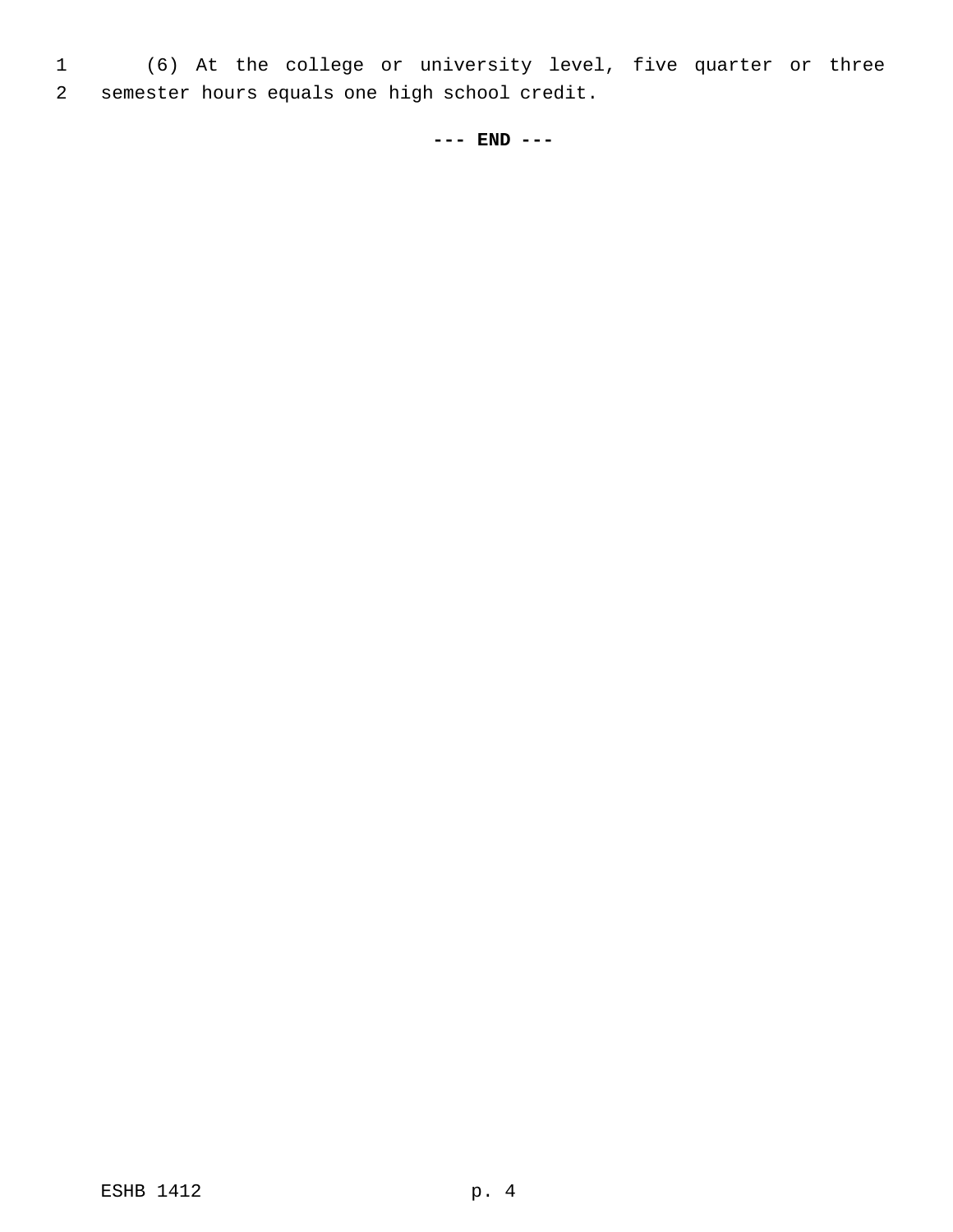(6) At the college or university level, five quarter or three semester hours equals one high school credit.

**--- END ---**